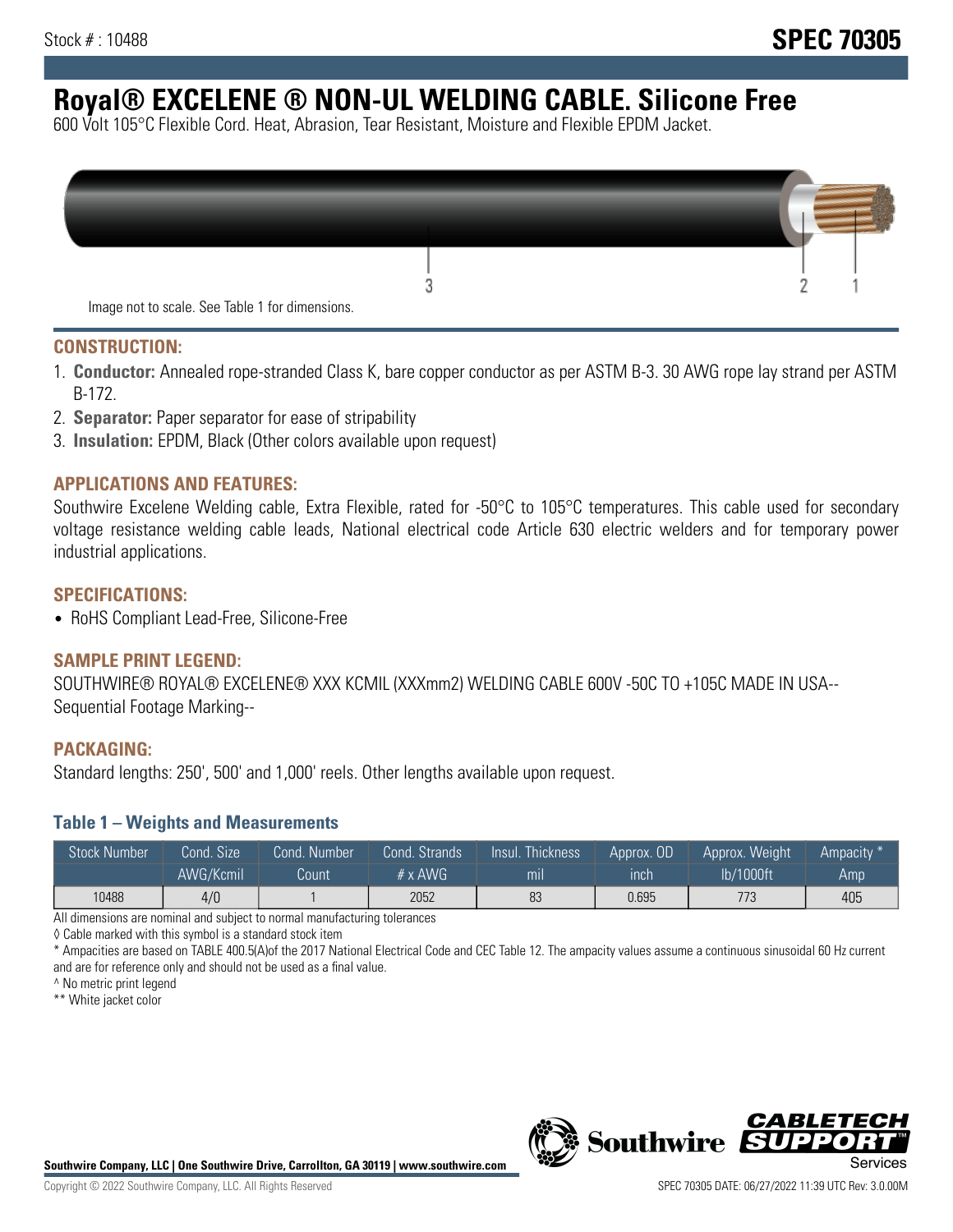Stock # : 10488

# SPEC 70305

# Royal® EXCELENE ® NON-UL WELDING CABLE. Silicone Free

600 Volt 105°C Flexible Cord. Heat, Abrasion, Tear Resistant, Moisture and Flexible EPDM Jacket.

Image not to scale. See Table 1 for dimensions.

## CONSTRUCTION:

1. **Conductor:** Annealed rope-stranded Class K, bare copper conductor as per ASTM B-3. 30 AWG rope lay strand per ASTM B-172.
2. **Separator:** Paper separator for ease of stripability
3. **Insulation:** EPDM, Black (Other colors available upon request)

## APPLICATIONS AND FEATURES:

Southwire Excelene Welding cable, Extra Flexible, rated for -50°C to 105°C temperatures. This cable used for secondary voltage resistance welding cable leads, National electrical code Article 630 electric welders and for temporary power industrial applications.

## SPECIFICATIONS:

- RoHS Compliant Lead-Free, Silicone-Free

## SAMPLE PRINT LEGEND:

SOUTHWIRE® ROYAL® EXCELENE® XXX KCMIL (XXXmm2) WELDING CABLE 600V -50C TO +105C MADE IN USA-- Sequential Footage Marking--

## PACKAGING:

Standard lengths: 250', 500' and 1,000' reels. Other lengths available upon request.

### Table 1 – Weights and Measurements

| Stock Number | Cond. Size AWG/Kcmil | Cond. Number Count | Cond. Strands # x AWG | Insul. Thickness mil | Approx. OD inch | Approx. Weight lb/1000ft | Ampacity * Amp |
|---|---|---|---|---|---|---|---|
| 10488 | 4/0 | 1 | 2052 | 83 | 0.695 | 773 | 405 |

All dimensions are nominal and subject to normal manufacturing tolerances

◊ Cable marked with this symbol is a standard stock item

* Ampacities are based on TABLE 400.5(A)of the 2017 National Electrical Code and CEC Table 12. The ampacity values assume a continuous sinusoidal 60 Hz current and are for reference only and should not be used as a final value.

^ No metric print legend

** White jacket color

**Southwire Company, LLC | One Southwire Drive, Carrollton, GA 30119 | www.southwire.com**

Copyright © 2022 Southwire Company, LLC. All Rights Reserved

SPEC 70305 DATE: 06/27/2022 11:39 UTC Rev: 3.0.00M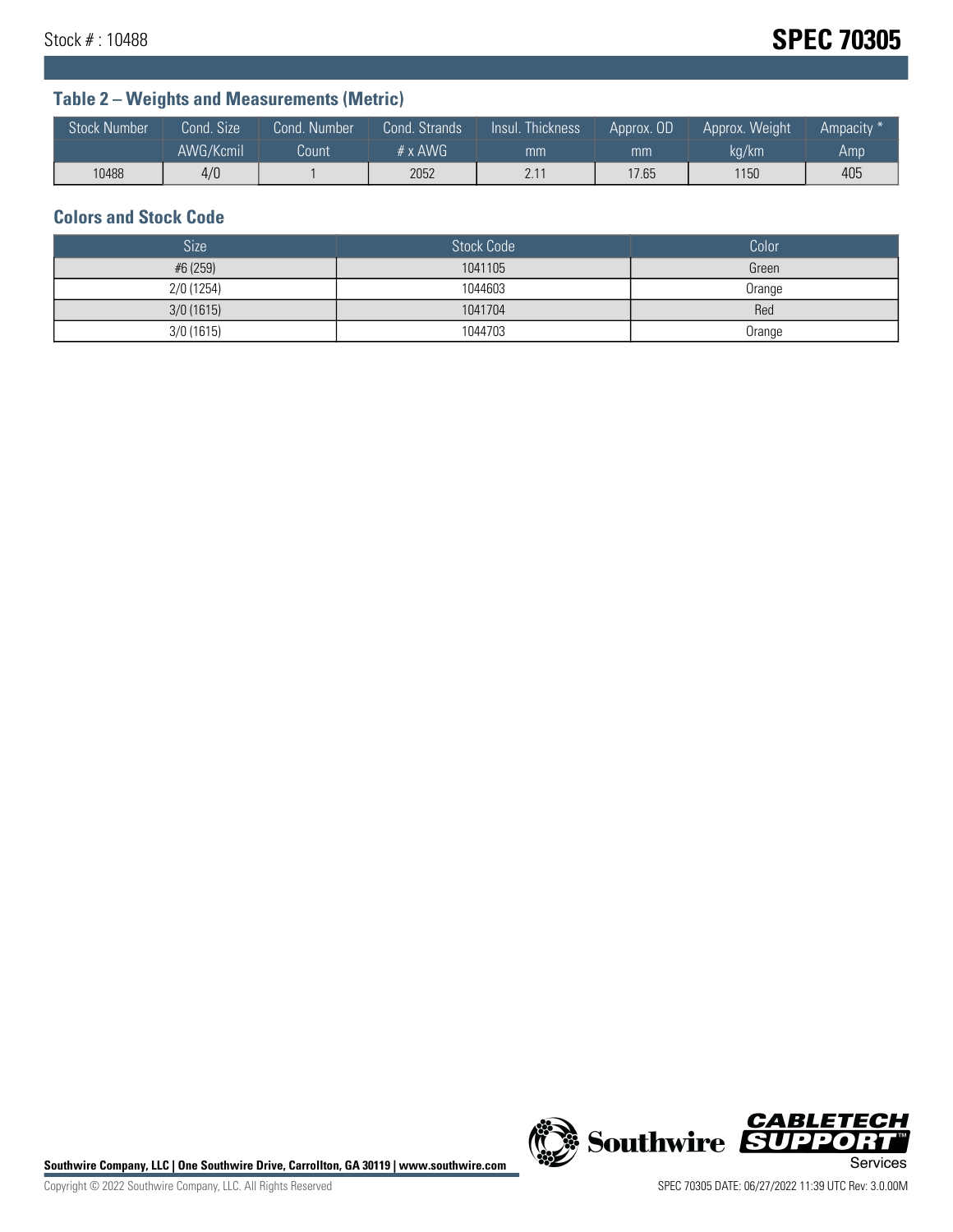## Table 2 – Weights and Measurements (Metric)

| Stock Number | Cond. Size | Cond. Number | Cond. Strands | Insul. Thickness | Approx. OD | Approx. Weight | Ampacity * |
|---|---|---|---|---|---|---|---|
| | AWG/Kcmil | Count | # x AWG | mm | mm | kg/km | Amp |
| 10488 | 4/0 | 1 | 2052 | 2.11 | 17.65 | 1150 | 405 |

## Colors and Stock Code

| Size | Stock Code | Color |
|---|---|---|
| #6 (259) | 1041105 | Green |
| 2/0 (1254) | 1044603 | Orange |
| 3/0 (1615) | 1041704 | Red |
| 3/0 (1615) | 1044703 | Orange |

**Southwire Company, LLC | One Southwire Drive, Carrollton, GA 30119 | www.southwire.com**

Copyright © 2022 Southwire Company, LLC. All Rights Reserved

SPEC 70305 DATE: 06/27/2022 11:39 UTC Rev: 3.0.00M